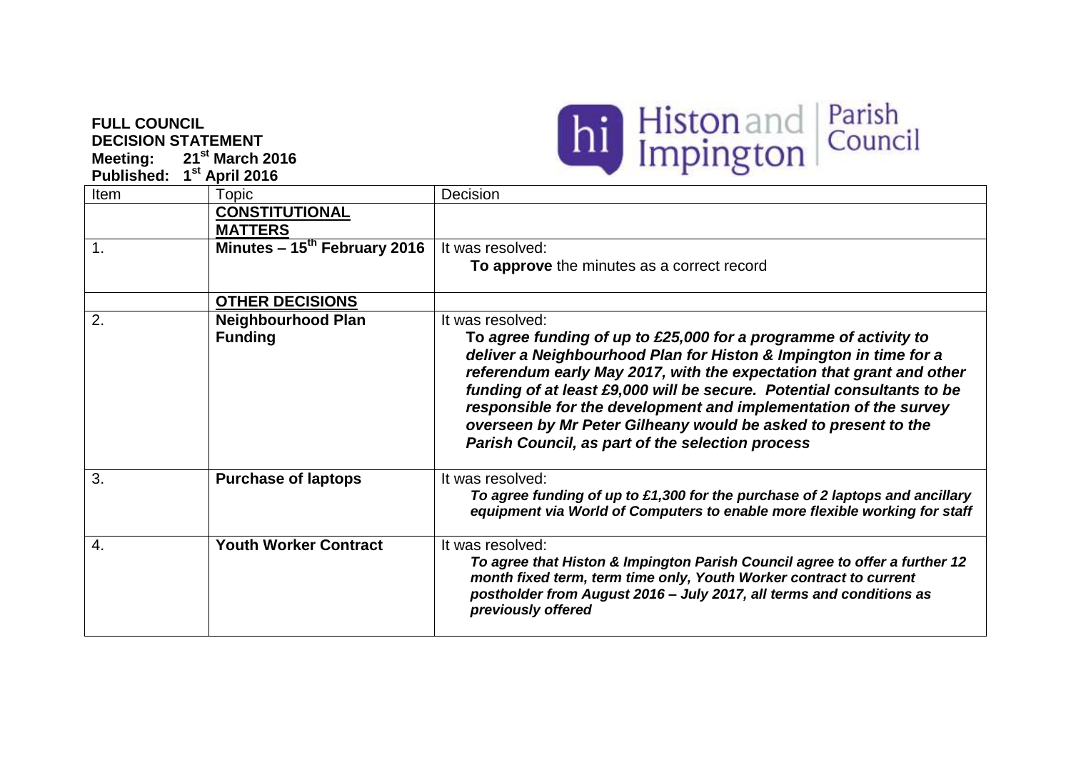**FULL COUNCIL**
**DECISION STATEMENT**
**Meeting: 21st March 2016**
**Published: 1st April 2016**

Histon and Impington Parish Council

| Item | Topic | Decision |
|---|---|---|
| | **CONSTITUTIONAL MATTERS** | |
| 1. | **Minutes – 15th February 2016** | It was resolved: **To approve** the minutes as a correct record |
| | **OTHER DECISIONS** | |
| 2. | **Neighbourhood Plan Funding** | It was resolved: ***To agree funding of up to £25,000 for a programme of activity to deliver a Neighbourhood Plan for Histon & Impington in time for a referendum early May 2017, with the expectation that grant and other funding of at least £9,000 will be secure. Potential consultants to be responsible for the development and implementation of the survey overseen by Mr Peter Gilheany would be asked to present to the Parish Council, as part of the selection process*** |
| 3. | **Purchase of laptops** | It was resolved: ***To agree funding of up to £1,300 for the purchase of 2 laptops and ancillary equipment via World of Computers to enable more flexible working for staff*** |
| 4. | **Youth Worker Contract** | It was resolved: ***To agree that Histon & Impington Parish Council agree to offer a further 12 month fixed term, term time only, Youth Worker contract to current postholder from August 2016 – July 2017, all terms and conditions as previously offered*** |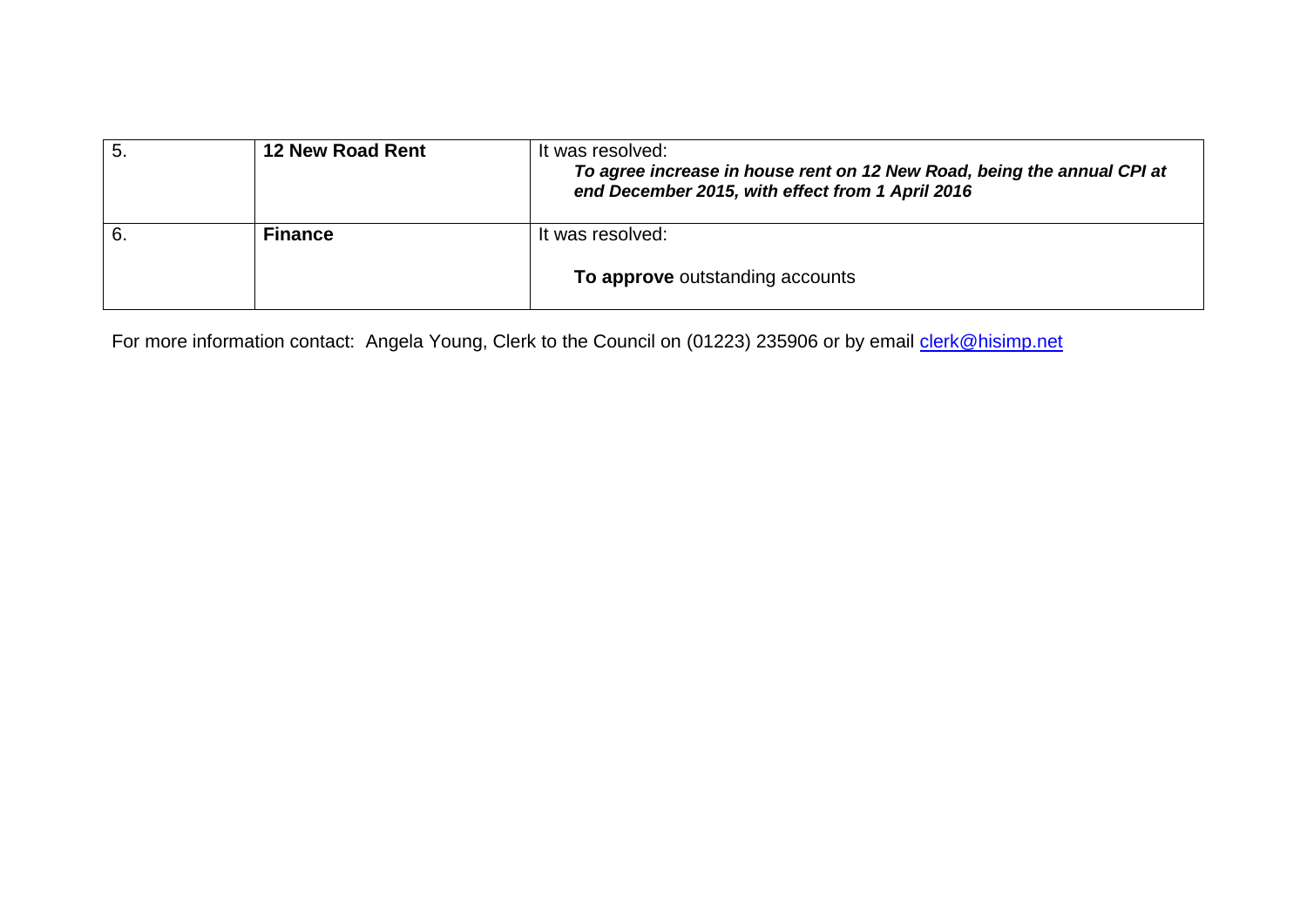| | | |
|---|---|---|
| 5. | **12 New Road Rent** | It was resolved:<br>***To agree increase in house rent on 12 New Road, being the annual CPI at end December 2015, with effect from 1 April 2016*** |
| 6. | **Finance** | It was resolved:<br><br>**To approve** outstanding accounts |

For more information contact: Angela Young, Clerk to the Council on (01223) 235906 or by email clerk@hisimp.net